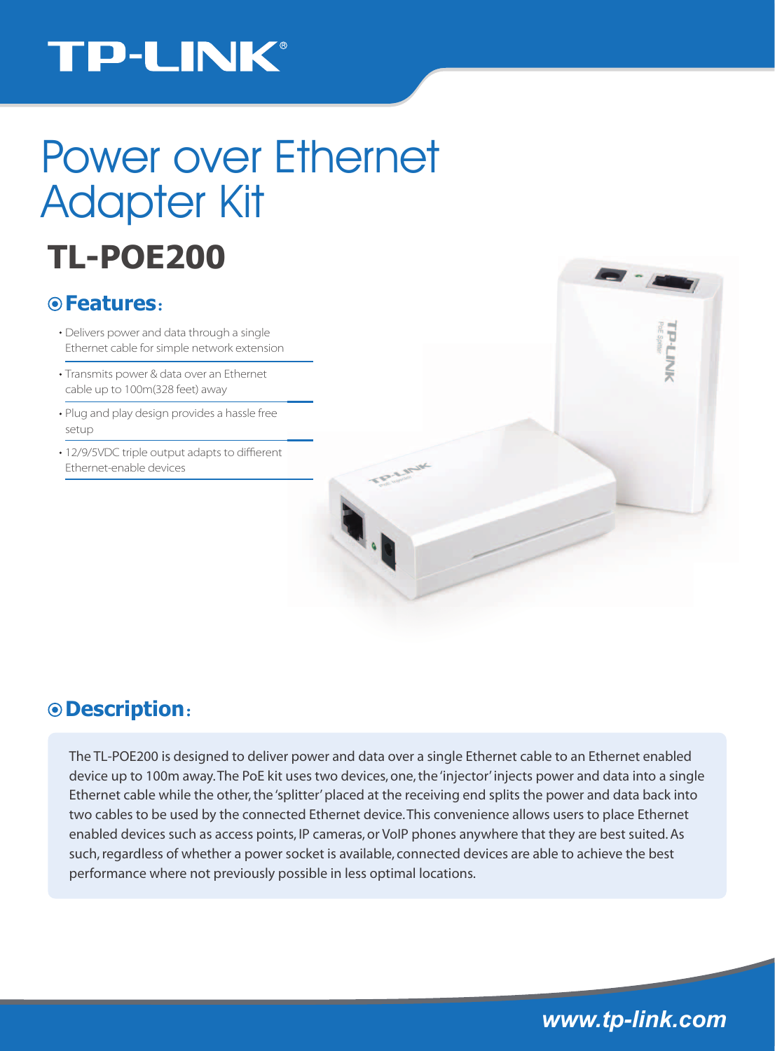TP-LINK®

# Power over Ethernet Adapter Kit

## TL-POE200

### Features:

- Delivers power and data through a single Ethernet cable for simple network extension
- Transmits power & data over an Ethernet cable up to 100m(328 feet) away
- Plug and play design provides a hassle free setup
- 12/9/5VDC triple output adapts to diffierent Ethernet-enable devices

### Description:

The TL-POE200 is designed to deliver power and data over a single Ethernet cable to an Ethernet enabled device up to 100m away. The PoE kit uses two devices, one, the 'injector' injects power and data into a single Ethernet cable while the other, the 'splitter' placed at the receiving end splits the power and data back into two cables to be used by the connected Ethernet device. This convenience allows users to place Ethernet enabled devices such as access points, IP cameras, or VoIP phones anywhere that they are best suited. As such, regardless of whether a power socket is available, connected devices are able to achieve the best performance where not previously possible in less optimal locations.

www.tp-link.com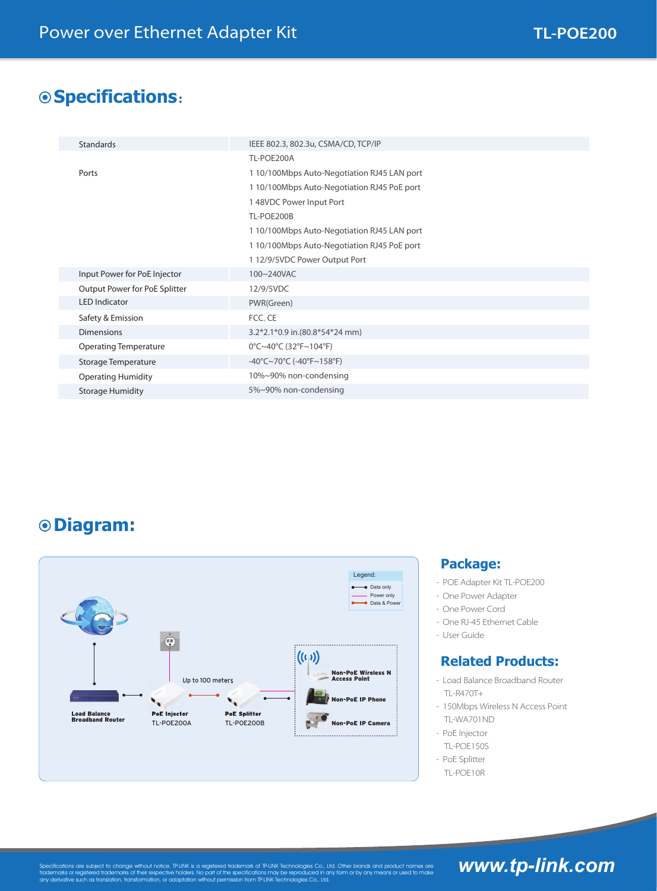## Specifications:

| | |
|---|---|
| Standards | IEEE 802.3, 802.3u, CSMA/CD, TCP/IP |
| Ports | TL-POE200A<br>1 10/100Mbps Auto-Negotiation RJ45 LAN port<br>1 10/100Mbps Auto-Negotiation RJ45 PoE port<br>1 48VDC Power Input Port<br>TL-POE200B<br>1 10/100Mbps Auto-Negotiation RJ45 LAN port<br>1 10/100Mbps Auto-Negotiation RJ45 PoE port<br>1 12/9/5VDC Power Output Port |
| Input Power for PoE Injector | 100~240VAC |
| Output Power for PoE Splitter | 12/9/5VDC |
| LED Indicator | PWR(Green) |
| Safety & Emission | FCC, CE |
| Dimensions | 3.2*2.1*0.9 in.(80.8*54*24 mm) |
| Operating Temperature | 0°C~40°C (32°F~104°F) |
| Storage Temperature | -40°C~70°C (-40°F~158°F) |
| Operating Humidity | 10%~90% non-condensing |
| Storage Humidity | 5%~90% non-condensing |

## Diagram:

Legend:
Data only
Power only
Data & Power

Load Balance Broadband Router
PoE Injector
TL-POE200A
Up to 100 meters
PoE Splitter
TL-POE200B
Non-PoE Wireless N Access Point
Non-PoE IP Phone
Non-PoE IP Camera

## Package:

- POE Adapter Kit TL-POE200
- One Power Adapter
- One Power Cord
- One RJ-45 Ethernet Cable
- User Guide

## Related Products:

- Load Balance Broadband Router TL-R470T+
- 150Mbps Wireless N Access Point TL-WA701ND
- PoE Injector TL-POE150S
- PoE Splitter TL-POE10R

Specifications are subject to change without notice. TP-LINK is a registered trademark of TP-LINK Technologies Co., Ltd. Other brands and product names are trademarks or registered trademarks of their respective holders. No part of the specifications may be reproduced in any form or by any means or used to make any derivative such as translation, transformation, or adaptation without permission from TP-LINK Technologies Co., Ltd.

**www.tp-link.com**